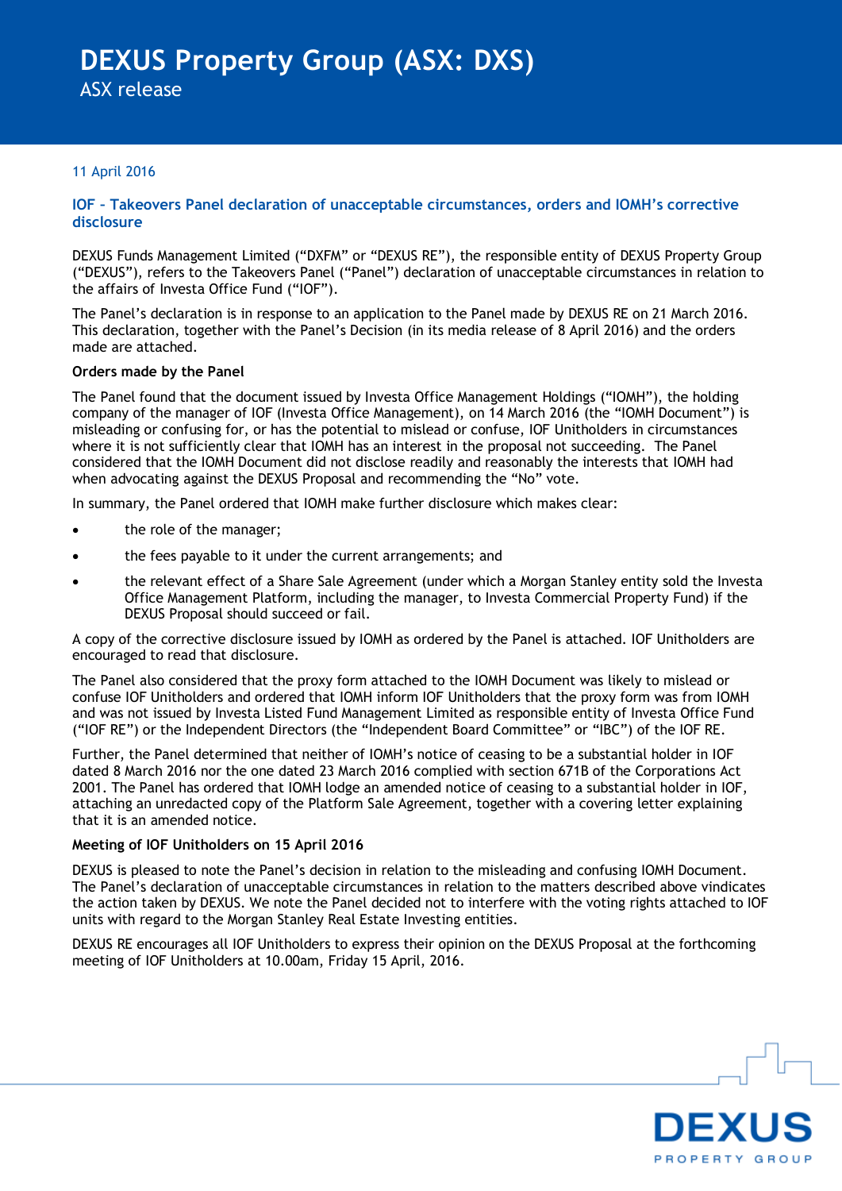# DEXUS Property Group (ASX: DXS)

ASX release

11 April 2016

## IOF – Takeovers Panel declaration of unacceptable circumstances, orders and IOMH's corrective disclosure

DEXUS Funds Management Limited ("DXFM" or "DEXUS RE"), the responsible entity of DEXUS Property Group ("DEXUS"), refers to the Takeovers Panel ("Panel") declaration of unacceptable circumstances in relation to the affairs of Investa Office Fund ("IOF").

The Panel's declaration is in response to an application to the Panel made by DEXUS RE on 21 March 2016. This declaration, together with the Panel's Decision (in its media release of 8 April 2016) and the orders made are attached.

**Orders made by the Panel**

The Panel found that the document issued by Investa Office Management Holdings ("IOMH"), the holding company of the manager of IOF (Investa Office Management), on 14 March 2016 (the "IOMH Document") is misleading or confusing for, or has the potential to mislead or confuse, IOF Unitholders in circumstances where it is not sufficiently clear that IOMH has an interest in the proposal not succeeding. The Panel considered that the IOMH Document did not disclose readily and reasonably the interests that IOMH had when advocating against the DEXUS Proposal and recommending the "No" vote.

In summary, the Panel ordered that IOMH make further disclosure which makes clear:

- the role of the manager;
- the fees payable to it under the current arrangements; and
- the relevant effect of a Share Sale Agreement (under which a Morgan Stanley entity sold the Investa Office Management Platform, including the manager, to Investa Commercial Property Fund) if the DEXUS Proposal should succeed or fail.

A copy of the corrective disclosure issued by IOMH as ordered by the Panel is attached. IOF Unitholders are encouraged to read that disclosure.

The Panel also considered that the proxy form attached to the IOMH Document was likely to mislead or confuse IOF Unitholders and ordered that IOMH inform IOF Unitholders that the proxy form was from IOMH and was not issued by Investa Listed Fund Management Limited as responsible entity of Investa Office Fund ("IOF RE") or the Independent Directors (the "Independent Board Committee" or "IBC") of the IOF RE.

Further, the Panel determined that neither of IOMH's notice of ceasing to be a substantial holder in IOF dated 8 March 2016 nor the one dated 23 March 2016 complied with section 671B of the Corporations Act 2001. The Panel has ordered that IOMH lodge an amended notice of ceasing to a substantial holder in IOF, attaching an unredacted copy of the Platform Sale Agreement, together with a covering letter explaining that it is an amended notice.

**Meeting of IOF Unitholders on 15 April 2016**

DEXUS is pleased to note the Panel's decision in relation to the misleading and confusing IOMH Document. The Panel's declaration of unacceptable circumstances in relation to the matters described above vindicates the action taken by DEXUS. We note the Panel decided not to interfere with the voting rights attached to IOF units with regard to the Morgan Stanley Real Estate Investing entities.

DEXUS RE encourages all IOF Unitholders to express their opinion on the DEXUS Proposal at the forthcoming meeting of IOF Unitholders at 10.00am, Friday 15 April, 2016.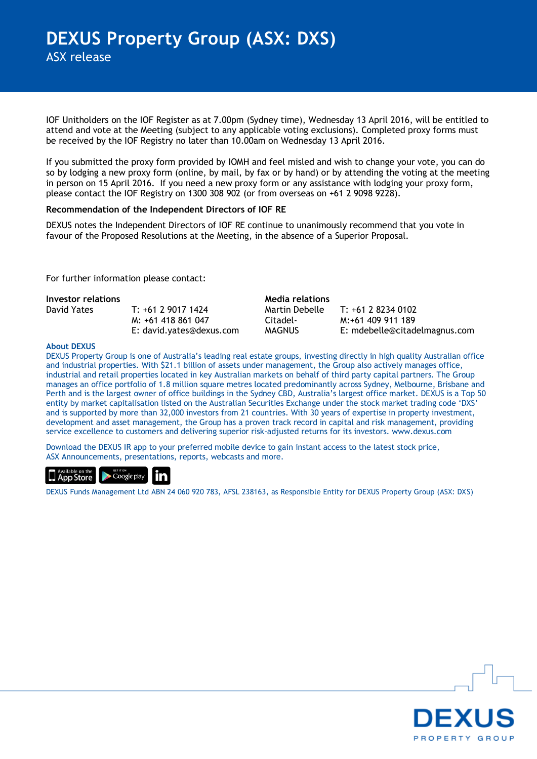IOF Unitholders on the IOF Register as at 7.00pm (Sydney time), Wednesday 13 April 2016, will be entitled to attend and vote at the Meeting (subject to any applicable voting exclusions). Completed proxy forms must be received by the IOF Registry no later than 10.00am on Wednesday 13 April 2016.

If you submitted the proxy form provided by IOMH and feel misled and wish to change your vote, you can do so by lodging a new proxy form (online, by mail, by fax or by hand) or by attending the voting at the meeting in person on 15 April 2016. If you need a new proxy form or any assistance with lodging your proxy form, please contact the IOF Registry on 1300 308 902 (or from overseas on +61 2 9098 9228).

**Recommendation of the Independent Directors of IOF RE**

DEXUS notes the Independent Directors of IOF RE continue to unanimously recommend that you vote in favour of the Proposed Resolutions at the Meeting, in the absence of a Superior Proposal.

For further information please contact:

| **Investor relations** | | **Media relations** | |
|---|---|---|---|
| David Yates | T: +61 2 9017 1424 | Martin Debelle | T: +61 2 8234 0102 |
| | M: +61 418 861 047 | Citadel-MAGNUS | M:+61 409 911 189 |
| | E: david.yates@dexus.com | | E: mdebelle@citadelmagnus.com |

**About DEXUS**

DEXUS Property Group is one of Australia's leading real estate groups, investing directly in high quality Australian office and industrial properties. With $21.1 billion of assets under management, the Group also actively manages office, industrial and retail properties located in key Australian markets on behalf of third party capital partners. The Group manages an office portfolio of 1.8 million square metres located predominantly across Sydney, Melbourne, Brisbane and Perth and is the largest owner of office buildings in the Sydney CBD, Australia's largest office market. DEXUS is a Top 50 entity by market capitalisation listed on the Australian Securities Exchange under the stock market trading code 'DXS' and is supported by more than 32,000 investors from 21 countries. With 30 years of expertise in property investment, development and asset management, the Group has a proven track record in capital and risk management, providing service excellence to customers and delivering superior risk-adjusted returns for its investors. www.dexus.com

Download the DEXUS IR app to your preferred mobile device to gain instant access to the latest stock price, ASX Announcements, presentations, reports, webcasts and more.

DEXUS Funds Management Ltd ABN 24 060 920 783, AFSL 238163, as Responsible Entity for DEXUS Property Group (ASX: DXS)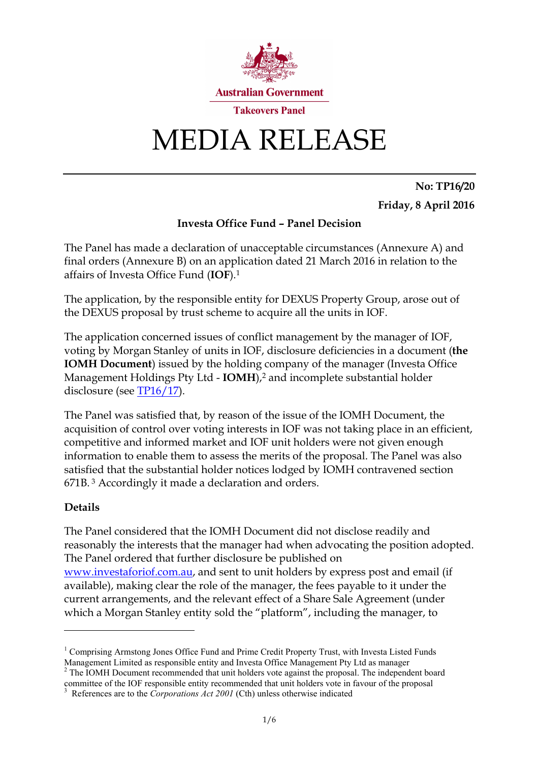Australian Government

Takeovers Panel

# MEDIA RELEASE

**No: TP16/20**

**Friday, 8 April 2016**

**Investa Office Fund – Panel Decision**

The Panel has made a declaration of unacceptable circumstances (Annexure A) and final orders (Annexure B) on an application dated 21 March 2016 in relation to the affairs of Investa Office Fund (**IOF**).[1]

The application, by the responsible entity for DEXUS Property Group, arose out of the DEXUS proposal by trust scheme to acquire all the units in IOF.

The application concerned issues of conflict management by the manager of IOF, voting by Morgan Stanley of units in IOF, disclosure deficiencies in a document (**the IOMH Document**) issued by the holding company of the manager (Investa Office Management Holdings Pty Ltd - **IOMH**),[2] and incomplete substantial holder disclosure (see TP16/17).

The Panel was satisfied that, by reason of the issue of the IOMH Document, the acquisition of control over voting interests in IOF was not taking place in an efficient, competitive and informed market and IOF unit holders were not given enough information to enable them to assess the merits of the proposal. The Panel was also satisfied that the substantial holder notices lodged by IOMH contravened section 671B.[3] Accordingly it made a declaration and orders.

**Details**

The Panel considered that the IOMH Document did not disclose readily and reasonably the interests that the manager had when advocating the position adopted. The Panel ordered that further disclosure be published on www.investaforiof.com.au, and sent to unit holders by express post and email (if available), making clear the role of the manager, the fees payable to it under the current arrangements, and the relevant effect of a Share Sale Agreement (under which a Morgan Stanley entity sold the "platform", including the manager, to

---

[1] Comprising Armstong Jones Office Fund and Prime Credit Property Trust, with Investa Listed Funds Management Limited as responsible entity and Investa Office Management Pty Ltd as manager

[2] The IOMH Document recommended that unit holders vote against the proposal. The independent board committee of the IOF responsible entity recommended that unit holders vote in favour of the proposal

[3] References are to the *Corporations Act 2001* (Cth) unless otherwise indicated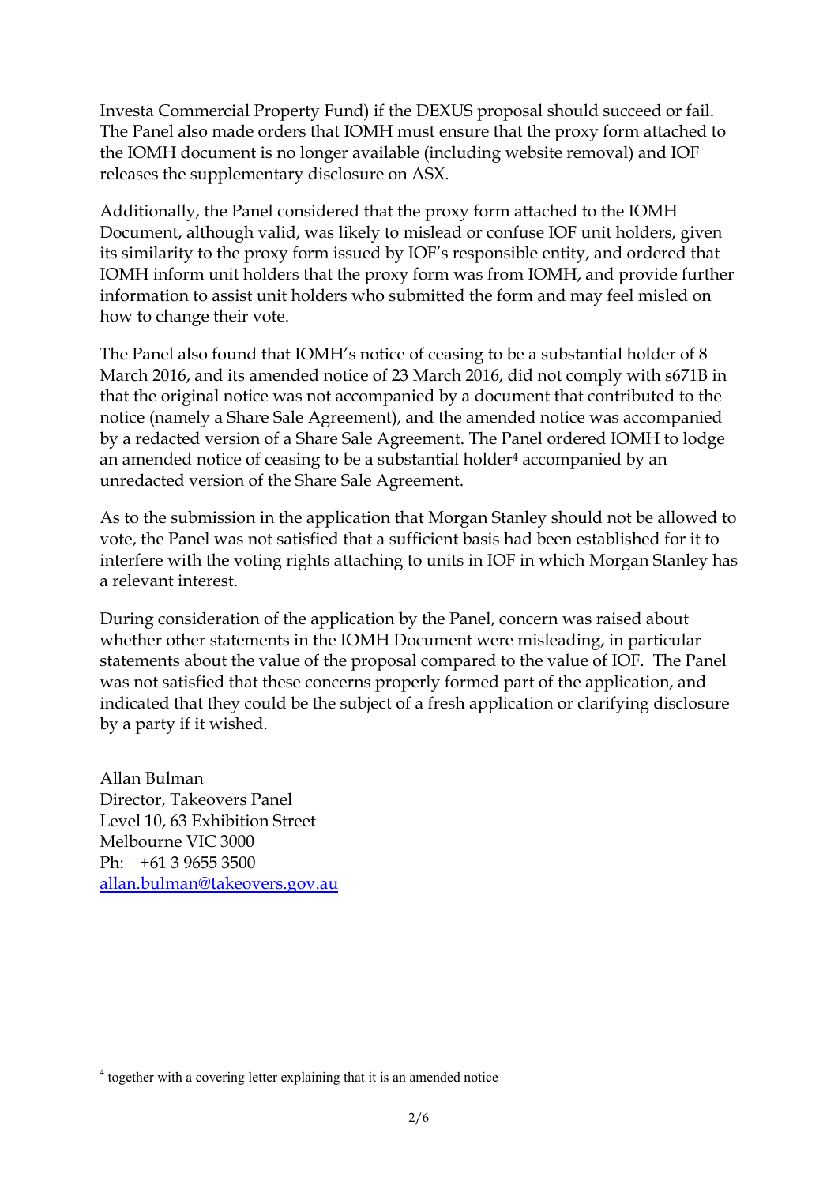Investa Commercial Property Fund) if the DEXUS proposal should succeed or fail. The Panel also made orders that IOMH must ensure that the proxy form attached to the IOMH document is no longer available (including website removal) and IOF releases the supplementary disclosure on ASX.

Additionally, the Panel considered that the proxy form attached to the IOMH Document, although valid, was likely to mislead or confuse IOF unit holders, given its similarity to the proxy form issued by IOF's responsible entity, and ordered that IOMH inform unit holders that the proxy form was from IOMH, and provide further information to assist unit holders who submitted the form and may feel misled on how to change their vote.

The Panel also found that IOMH's notice of ceasing to be a substantial holder of 8 March 2016, and its amended notice of 23 March 2016, did not comply with s671B in that the original notice was not accompanied by a document that contributed to the notice (namely a Share Sale Agreement), and the amended notice was accompanied by a redacted version of a Share Sale Agreement. The Panel ordered IOMH to lodge an amended notice of ceasing to be a substantial holder[4] accompanied by an unredacted version of the Share Sale Agreement.

As to the submission in the application that Morgan Stanley should not be allowed to vote, the Panel was not satisfied that a sufficient basis had been established for it to interfere with the voting rights attaching to units in IOF in which Morgan Stanley has a relevant interest.

During consideration of the application by the Panel, concern was raised about whether other statements in the IOMH Document were misleading, in particular statements about the value of the proposal compared to the value of IOF. The Panel was not satisfied that these concerns properly formed part of the application, and indicated that they could be the subject of a fresh application or clarifying disclosure by a party if it wished.

Allan Bulman
Director, Takeovers Panel
Level 10, 63 Exhibition Street
Melbourne VIC 3000
Ph: +61 3 9655 3500
allan.bulman@takeovers.gov.au

---

[4] together with a covering letter explaining that it is an amended notice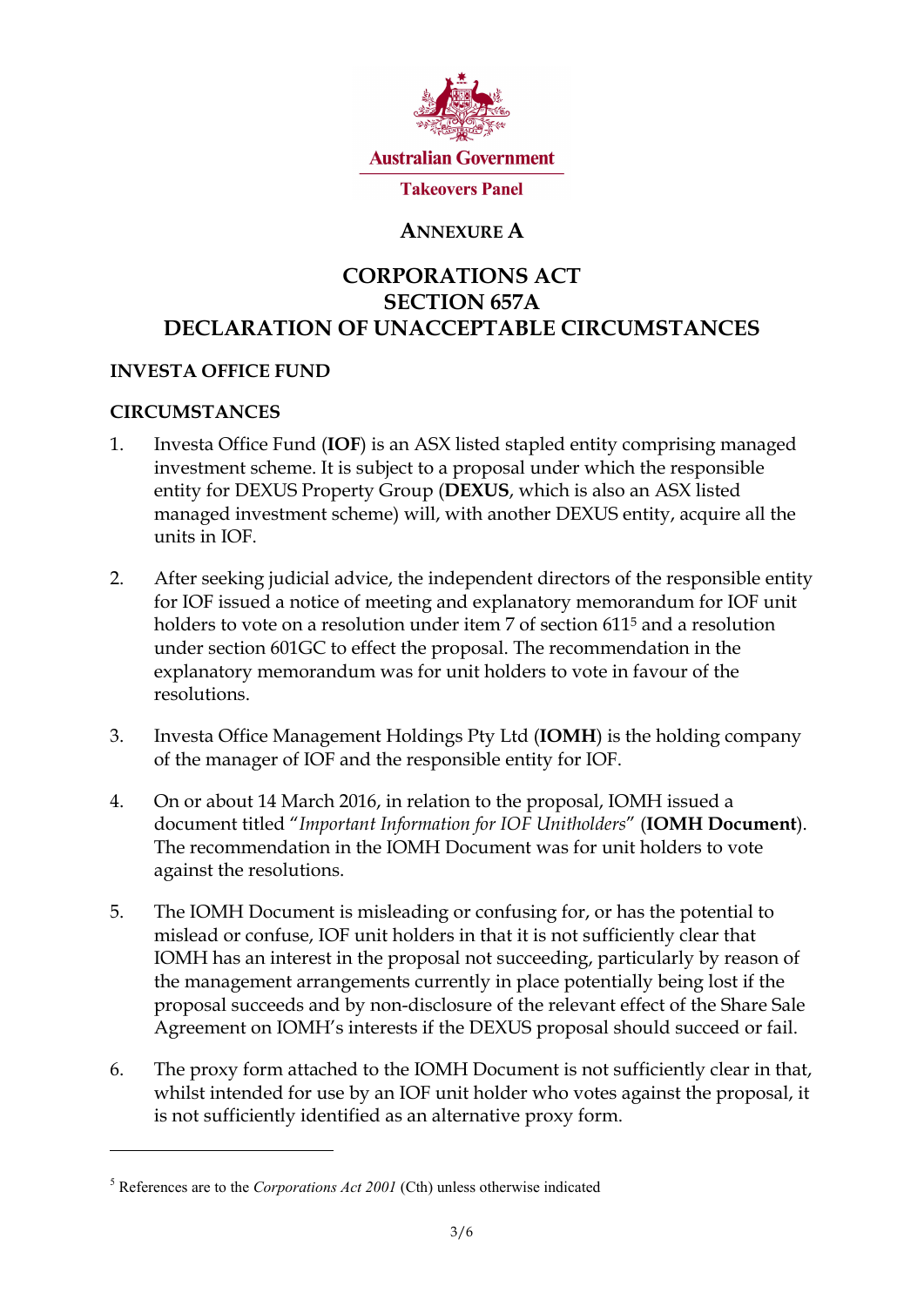Australian Government

Takeovers Panel

## ANNEXURE A

# CORPORATIONS ACT
# SECTION 657A
# DECLARATION OF UNACCEPTABLE CIRCUMSTANCES

**INVESTA OFFICE FUND**

**CIRCUMSTANCES**

1. Investa Office Fund (**IOF**) is an ASX listed stapled entity comprising managed investment scheme. It is subject to a proposal under which the responsible entity for DEXUS Property Group (**DEXUS**, which is also an ASX listed managed investment scheme) will, with another DEXUS entity, acquire all the units in IOF.

2. After seeking judicial advice, the independent directors of the responsible entity for IOF issued a notice of meeting and explanatory memorandum for IOF unit holders to vote on a resolution under item 7 of section 611[5] and a resolution under section 601GC to effect the proposal. The recommendation in the explanatory memorandum was for unit holders to vote in favour of the resolutions.

3. Investa Office Management Holdings Pty Ltd (**IOMH**) is the holding company of the manager of IOF and the responsible entity for IOF.

4. On or about 14 March 2016, in relation to the proposal, IOMH issued a document titled "*Important Information for IOF Unitholders*" (**IOMH Document**). The recommendation in the IOMH Document was for unit holders to vote against the resolutions.

5. The IOMH Document is misleading or confusing for, or has the potential to mislead or confuse, IOF unit holders in that it is not sufficiently clear that IOMH has an interest in the proposal not succeeding, particularly by reason of the management arrangements currently in place potentially being lost if the proposal succeeds and by non-disclosure of the relevant effect of the Share Sale Agreement on IOMH's interests if the DEXUS proposal should succeed or fail.

6. The proxy form attached to the IOMH Document is not sufficiently clear in that, whilst intended for use by an IOF unit holder who votes against the proposal, it is not sufficiently identified as an alternative proxy form.

[5] References are to the *Corporations Act 2001* (Cth) unless otherwise indicated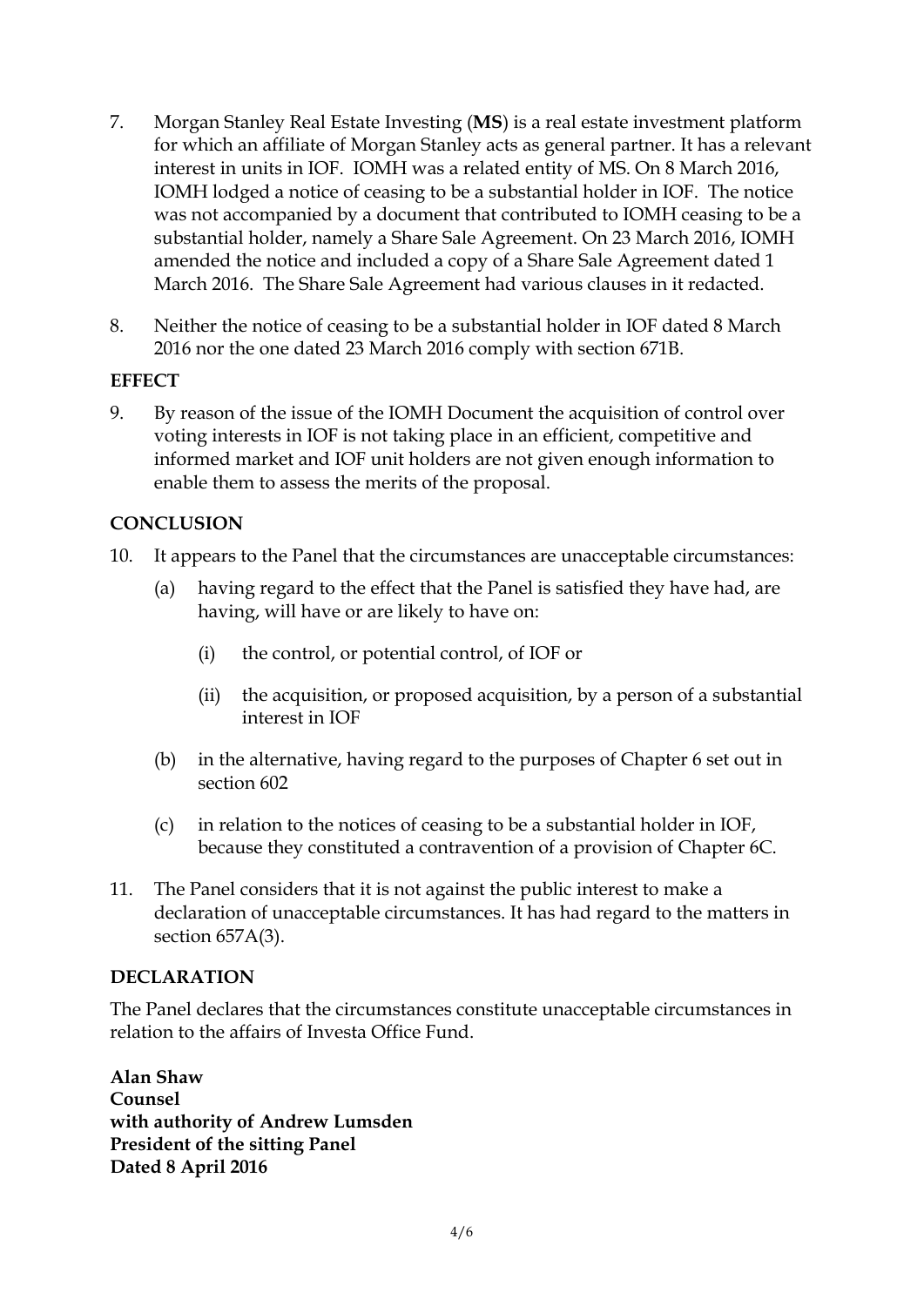7. Morgan Stanley Real Estate Investing (**MS**) is a real estate investment platform for which an affiliate of Morgan Stanley acts as general partner. It has a relevant interest in units in IOF. IOMH was a related entity of MS. On 8 March 2016, IOMH lodged a notice of ceasing to be a substantial holder in IOF. The notice was not accompanied by a document that contributed to IOMH ceasing to be a substantial holder, namely a Share Sale Agreement. On 23 March 2016, IOMH amended the notice and included a copy of a Share Sale Agreement dated 1 March 2016. The Share Sale Agreement had various clauses in it redacted.

8. Neither the notice of ceasing to be a substantial holder in IOF dated 8 March 2016 nor the one dated 23 March 2016 comply with section 671B.

**EFFECT**

9. By reason of the issue of the IOMH Document the acquisition of control over voting interests in IOF is not taking place in an efficient, competitive and informed market and IOF unit holders are not given enough information to enable them to assess the merits of the proposal.

**CONCLUSION**

10. It appears to the Panel that the circumstances are unacceptable circumstances:

    (a) having regard to the effect that the Panel is satisfied they have had, are having, will have or are likely to have on:

        (i) the control, or potential control, of IOF or

        (ii) the acquisition, or proposed acquisition, by a person of a substantial interest in IOF

    (b) in the alternative, having regard to the purposes of Chapter 6 set out in section 602

    (c) in relation to the notices of ceasing to be a substantial holder in IOF, because they constituted a contravention of a provision of Chapter 6C.

11. The Panel considers that it is not against the public interest to make a declaration of unacceptable circumstances. It has had regard to the matters in section 657A(3).

**DECLARATION**

The Panel declares that the circumstances constitute unacceptable circumstances in relation to the affairs of Investa Office Fund.

**Alan Shaw**
**Counsel**
**with authority of Andrew Lumsden**
**President of the sitting Panel**
**Dated 8 April 2016**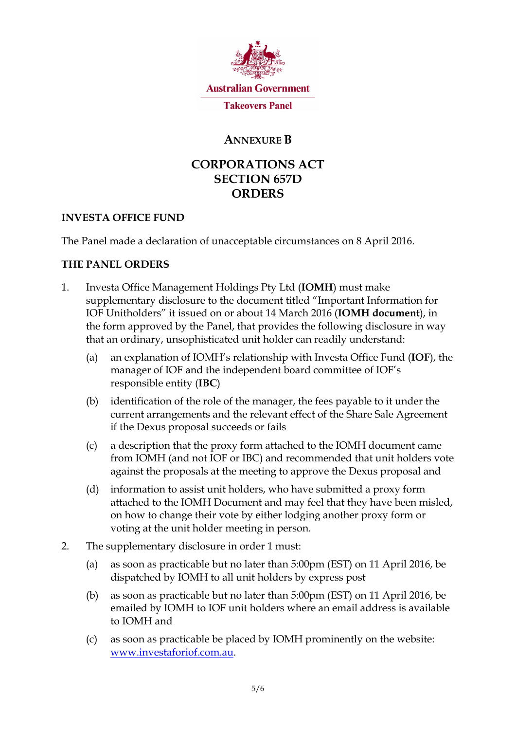Australian Government

Takeovers Panel

# ANNEXURE B

# CORPORATIONS ACT
# SECTION 657D
# ORDERS

## INVESTA OFFICE FUND

The Panel made a declaration of unacceptable circumstances on 8 April 2016.

## THE PANEL ORDERS

1. Investa Office Management Holdings Pty Ltd (**IOMH**) must make supplementary disclosure to the document titled "Important Information for IOF Unitholders" it issued on or about 14 March 2016 (**IOMH document**), in the form approved by the Panel, that provides the following disclosure in way that an ordinary, unsophisticated unit holder can readily understand:

    (a) an explanation of IOMH's relationship with Investa Office Fund (**IOF**), the manager of IOF and the independent board committee of IOF's responsible entity (**IBC**)

    (b) identification of the role of the manager, the fees payable to it under the current arrangements and the relevant effect of the Share Sale Agreement if the Dexus proposal succeeds or fails

    (c) a description that the proxy form attached to the IOMH document came from IOMH (and not IOF or IBC) and recommended that unit holders vote against the proposals at the meeting to approve the Dexus proposal and

    (d) information to assist unit holders, who have submitted a proxy form attached to the IOMH Document and may feel that they have been misled, on how to change their vote by either lodging another proxy form or voting at the unit holder meeting in person.

2. The supplementary disclosure in order 1 must:

    (a) as soon as practicable but no later than 5:00pm (EST) on 11 April 2016, be dispatched by IOMH to all unit holders by express post

    (b) as soon as practicable but no later than 5:00pm (EST) on 11 April 2016, be emailed by IOMH to IOF unit holders where an email address is available to IOMH and

    (c) as soon as practicable be placed by IOMH prominently on the website: www.investaforiof.com.au.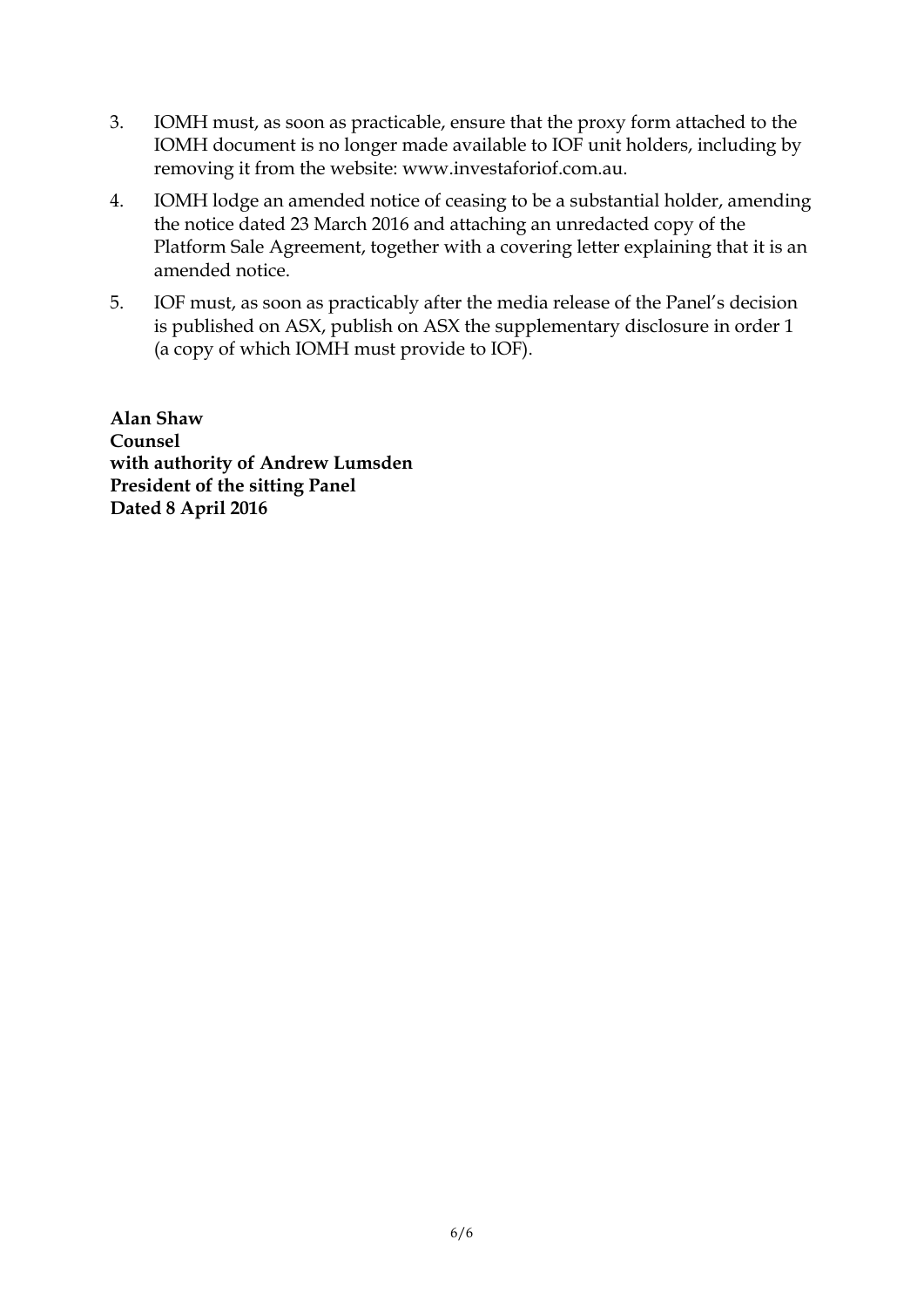3. IOMH must, as soon as practicable, ensure that the proxy form attached to the IOMH document is no longer made available to IOF unit holders, including by removing it from the website: www.investaforiof.com.au.
4. IOMH lodge an amended notice of ceasing to be a substantial holder, amending the notice dated 23 March 2016 and attaching an unredacted copy of the Platform Sale Agreement, together with a covering letter explaining that it is an amended notice.
5. IOF must, as soon as practicably after the media release of the Panel's decision is published on ASX, publish on ASX the supplementary disclosure in order 1 (a copy of which IOMH must provide to IOF).

**Alan Shaw**
**Counsel**
**with authority of Andrew Lumsden**
**President of the sitting Panel**
**Dated 8 April 2016**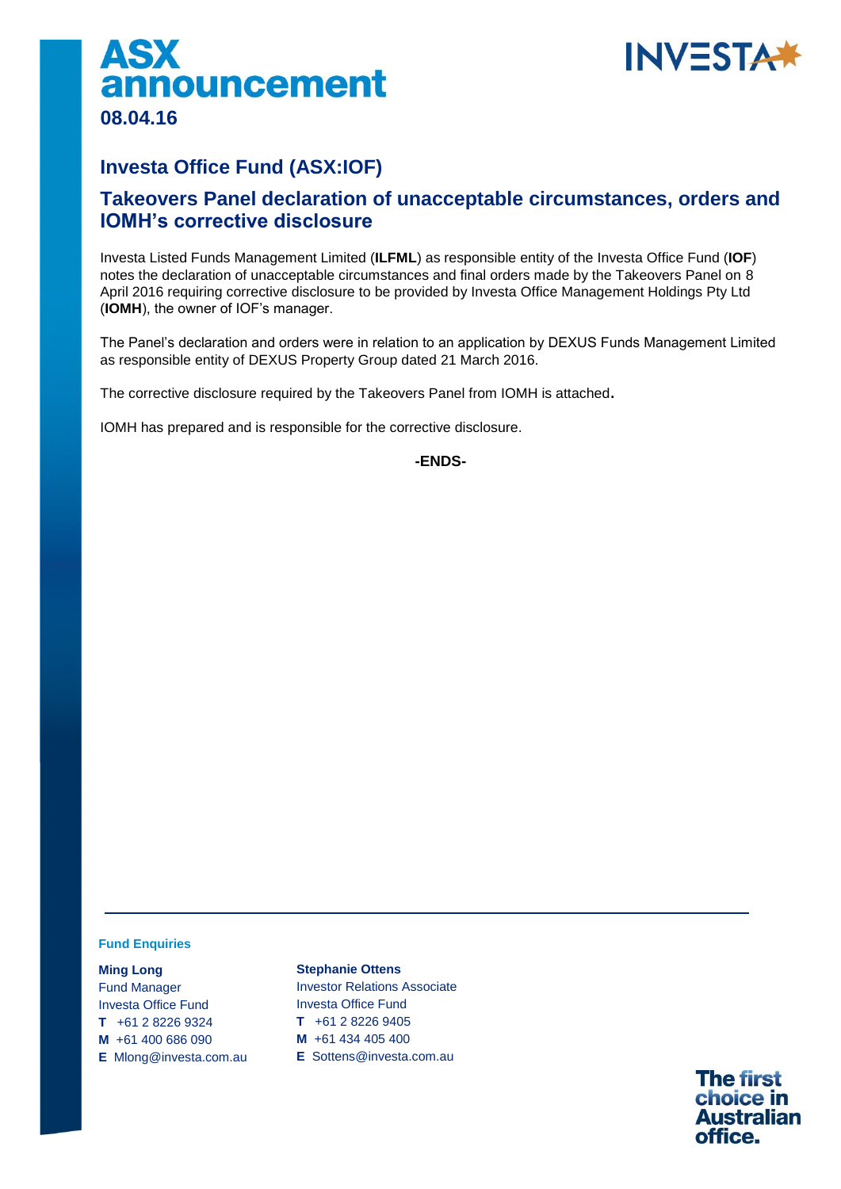# ASX announcement

**08.04.16**

## Investa Office Fund (ASX:IOF)

## Takeovers Panel declaration of unacceptable circumstances, orders and IOMH's corrective disclosure

Investa Listed Funds Management Limited (**ILFML**) as responsible entity of the Investa Office Fund (**IOF**) notes the declaration of unacceptable circumstances and final orders made by the Takeovers Panel on 8 April 2016 requiring corrective disclosure to be provided by Investa Office Management Holdings Pty Ltd (**IOMH**), the owner of IOF's manager.

The Panel's declaration and orders were in relation to an application by DEXUS Funds Management Limited as responsible entity of DEXUS Property Group dated 21 March 2016.

The corrective disclosure required by the Takeovers Panel from IOMH is attached.

IOMH has prepared and is responsible for the corrective disclosure.

**-ENDS-**

**Fund Enquiries**

**Ming Long**
Fund Manager
Investa Office Fund
**T** +61 2 8226 9324
**M** +61 400 686 090
**E** Mlong@investa.com.au

**Stephanie Ottens**
Investor Relations Associate
Investa Office Fund
**T** +61 2 8226 9405
**M** +61 434 405 400
**E** Sottens@investa.com.au

The first choice in Australian office.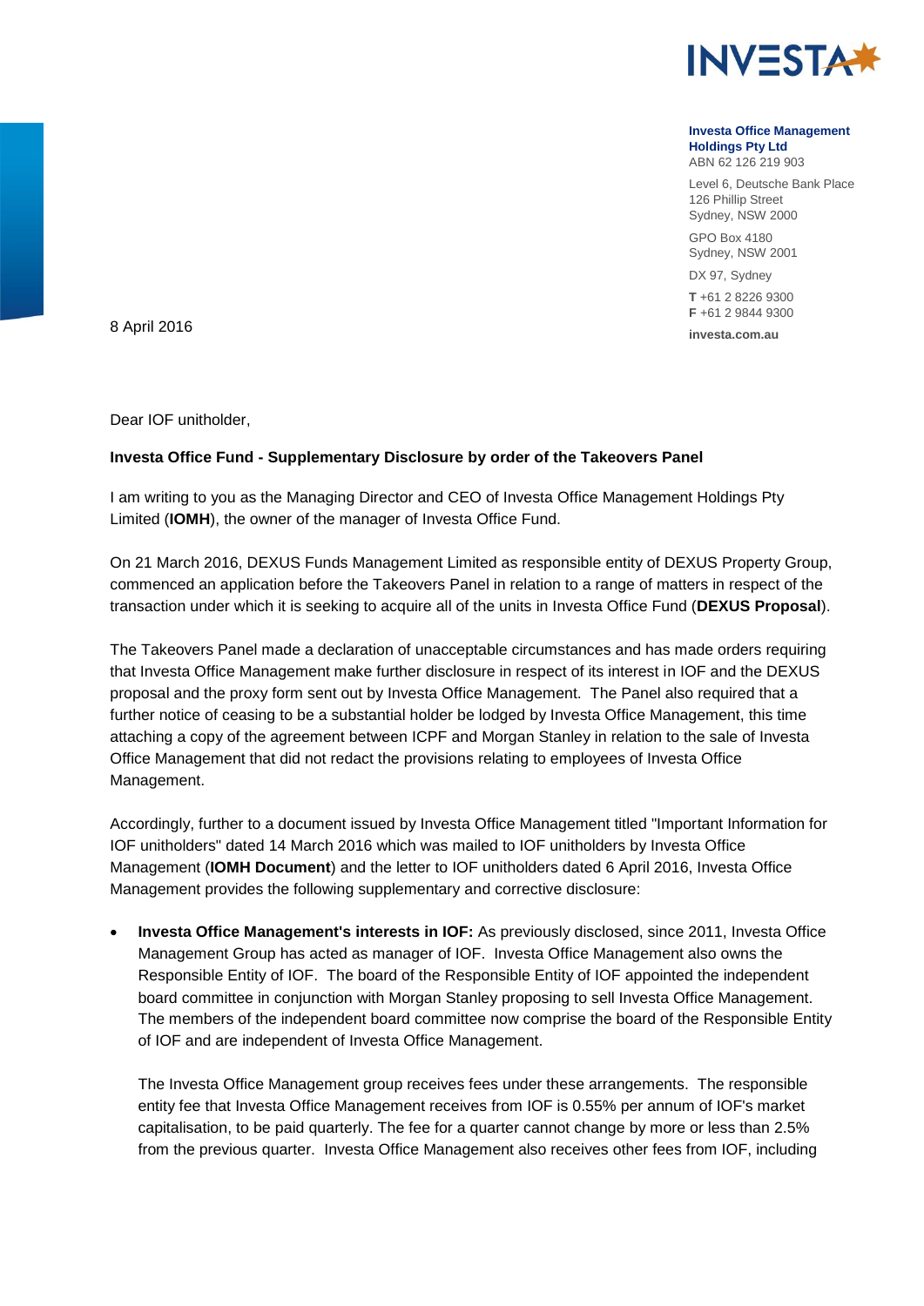**Investa Office Management Holdings Pty Ltd**
ABN 62 126 219 903

Level 6, Deutsche Bank Place
126 Phillip Street
Sydney, NSW 2000

GPO Box 4180
Sydney, NSW 2001

DX 97, Sydney

**T** +61 2 8226 9300
**F** +61 2 9844 9300

**investa.com.au**

8 April 2016

Dear IOF unitholder,

**Investa Office Fund - Supplementary Disclosure by order of the Takeovers Panel**

I am writing to you as the Managing Director and CEO of Investa Office Management Holdings Pty Limited (**IOMH**), the owner of the manager of Investa Office Fund.

On 21 March 2016, DEXUS Funds Management Limited as responsible entity of DEXUS Property Group, commenced an application before the Takeovers Panel in relation to a range of matters in respect of the transaction under which it is seeking to acquire all of the units in Investa Office Fund (**DEXUS Proposal**).

The Takeovers Panel made a declaration of unacceptable circumstances and has made orders requiring that Investa Office Management make further disclosure in respect of its interest in IOF and the DEXUS proposal and the proxy form sent out by Investa Office Management. The Panel also required that a further notice of ceasing to be a substantial holder be lodged by Investa Office Management, this time attaching a copy of the agreement between ICPF and Morgan Stanley in relation to the sale of Investa Office Management that did not redact the provisions relating to employees of Investa Office Management.

Accordingly, further to a document issued by Investa Office Management titled "Important Information for IOF unitholders" dated 14 March 2016 which was mailed to IOF unitholders by Investa Office Management (**IOMH Document**) and the letter to IOF unitholders dated 6 April 2016, Investa Office Management provides the following supplementary and corrective disclosure:

- **Investa Office Management's interests in IOF:** As previously disclosed, since 2011, Investa Office Management Group has acted as manager of IOF. Investa Office Management also owns the Responsible Entity of IOF. The board of the Responsible Entity of IOF appointed the independent board committee in conjunction with Morgan Stanley proposing to sell Investa Office Management. The members of the independent board committee now comprise the board of the Responsible Entity of IOF and are independent of Investa Office Management.

  The Investa Office Management group receives fees under these arrangements. The responsible entity fee that Investa Office Management receives from IOF is 0.55% per annum of IOF's market capitalisation, to be paid quarterly. The fee for a quarter cannot change by more or less than 2.5% from the previous quarter. Investa Office Management also receives other fees from IOF, including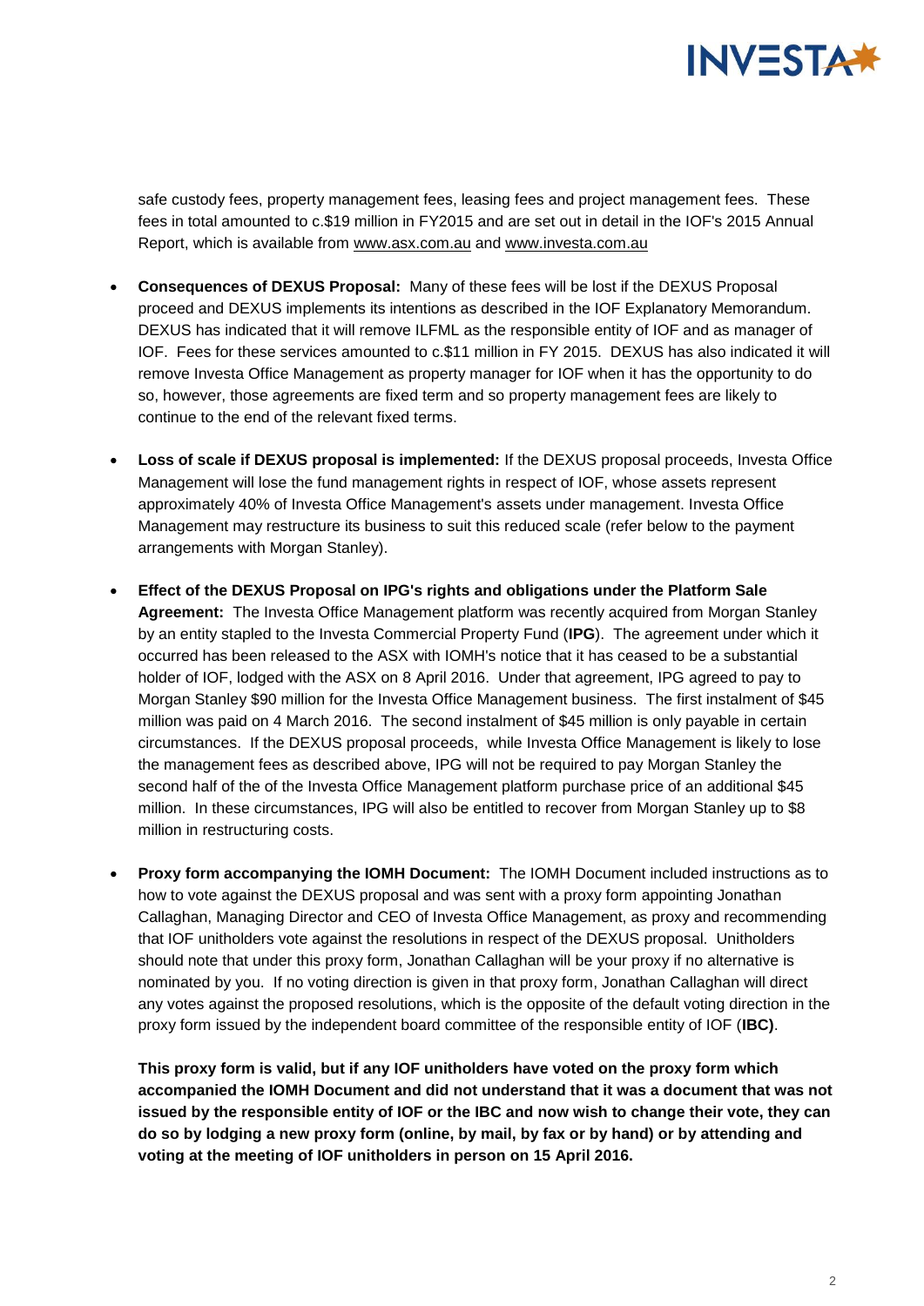safe custody fees, property management fees, leasing fees and project management fees. These fees in total amounted to c.$19 million in FY2015 and are set out in detail in the IOF's 2015 Annual Report, which is available from www.asx.com.au and www.investa.com.au

- **Consequences of DEXUS Proposal:** Many of these fees will be lost if the DEXUS Proposal proceed and DEXUS implements its intentions as described in the IOF Explanatory Memorandum. DEXUS has indicated that it will remove ILFML as the responsible entity of IOF and as manager of IOF. Fees for these services amounted to c.$11 million in FY 2015. DEXUS has also indicated it will remove Investa Office Management as property manager for IOF when it has the opportunity to do so, however, those agreements are fixed term and so property management fees are likely to continue to the end of the relevant fixed terms.

- **Loss of scale if DEXUS proposal is implemented:** If the DEXUS proposal proceeds, Investa Office Management will lose the fund management rights in respect of IOF, whose assets represent approximately 40% of Investa Office Management's assets under management. Investa Office Management may restructure its business to suit this reduced scale (refer below to the payment arrangements with Morgan Stanley).

- **Effect of the DEXUS Proposal on IPG's rights and obligations under the Platform Sale Agreement:** The Investa Office Management platform was recently acquired from Morgan Stanley by an entity stapled to the Investa Commercial Property Fund (**IPG**). The agreement under which it occurred has been released to the ASX with IOMH's notice that it has ceased to be a substantial holder of IOF, lodged with the ASX on 8 April 2016. Under that agreement, IPG agreed to pay to Morgan Stanley $90 million for the Investa Office Management business. The first instalment of $45 million was paid on 4 March 2016. The second instalment of $45 million is only payable in certain circumstances. If the DEXUS proposal proceeds, while Investa Office Management is likely to lose the management fees as described above, IPG will not be required to pay Morgan Stanley the second half of the of the Investa Office Management platform purchase price of an additional $45 million. In these circumstances, IPG will also be entitled to recover from Morgan Stanley up to $8 million in restructuring costs.

- **Proxy form accompanying the IOMH Document:** The IOMH Document included instructions as to how to vote against the DEXUS proposal and was sent with a proxy form appointing Jonathan Callaghan, Managing Director and CEO of Investa Office Management, as proxy and recommending that IOF unitholders vote against the resolutions in respect of the DEXUS proposal. Unitholders should note that under this proxy form, Jonathan Callaghan will be your proxy if no alternative is nominated by you. If no voting direction is given in that proxy form, Jonathan Callaghan will direct any votes against the proposed resolutions, which is the opposite of the default voting direction in the proxy form issued by the independent board committee of the responsible entity of IOF (**IBC)**.

  **This proxy form is valid, but if any IOF unitholders have voted on the proxy form which accompanied the IOMH Document and did not understand that it was a document that was not issued by the responsible entity of IOF or the IBC and now wish to change their vote, they can do so by lodging a new proxy form (online, by mail, by fax or by hand) or by attending and voting at the meeting of IOF unitholders in person on 15 April 2016.**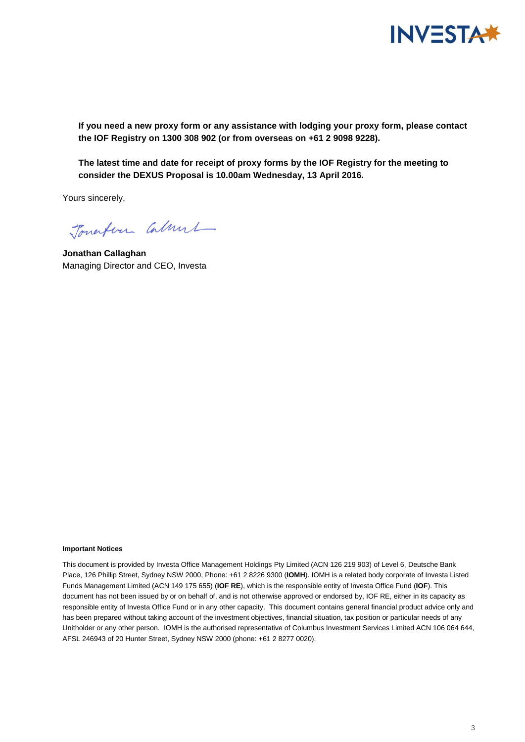**If you need a new proxy form or any assistance with lodging your proxy form, please contact the IOF Registry on 1300 308 902 (or from overseas on +61 2 9098 9228).**

**The latest time and date for receipt of proxy forms by the IOF Registry for the meeting to consider the DEXUS Proposal is 10.00am Wednesday, 13 April 2016.**

Yours sincerely,

**Jonathan Callaghan**
Managing Director and CEO, Investa

**Important Notices**

This document is provided by Investa Office Management Holdings Pty Limited (ACN 126 219 903) of Level 6, Deutsche Bank Place, 126 Phillip Street, Sydney NSW 2000, Phone: +61 2 8226 9300 (**IOMH**). IOMH is a related body corporate of Investa Listed Funds Management Limited (ACN 149 175 655) (**IOF RE**), which is the responsible entity of Investa Office Fund (**IOF**). This document has not been issued by or on behalf of, and is not otherwise approved or endorsed by, IOF RE, either in its capacity as responsible entity of Investa Office Fund or in any other capacity. This document contains general financial product advice only and has been prepared without taking account of the investment objectives, financial situation, tax position or particular needs of any Unitholder or any other person. IOMH is the authorised representative of Columbus Investment Services Limited ACN 106 064 644, AFSL 246943 of 20 Hunter Street, Sydney NSW 2000 (phone: +61 2 8277 0020).